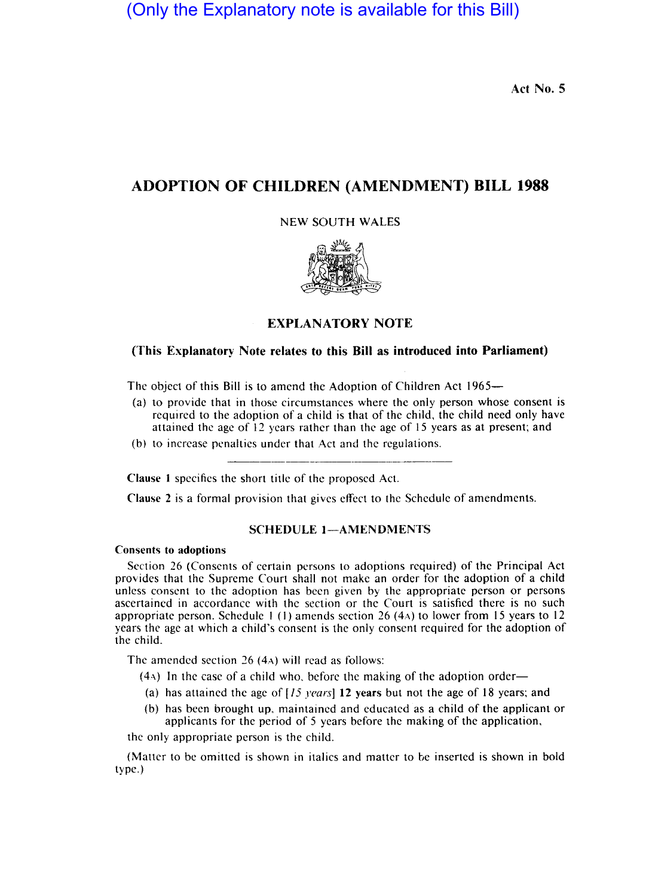(Only the Explanatory note is available for this Bill)

Act No. 5

# ADOPTION OF CHILDREN (AMENDMENT) BILL 1988

NEW SOUTH WALES

## EXPLANATORY NOTE

**(This Explanatory Note relates to this Bill as introduced into Parliament)**

The object of this Bill is to amend the Adoption of Children Act 1965—

(a) to provide that in those circumstances where the only person whose consent is required to the adoption of a child is that of the child, the child need only have attained the age of 12 years rather than the age of 15 years as at present; and

(b) to increase penalties under that Act and the regulations.

---

**Clause 1** specifies the short title of the proposed Act.

**Clause 2** is a formal provision that gives effect to the Schedule of amendments.

### SCHEDULE 1—AMENDMENTS

**Consents to adoptions**

Section 26 (Consents of certain persons to adoptions required) of the Principal Act provides that the Supreme Court shall not make an order for the adoption of a child unless consent to the adoption has been given by the appropriate person or persons ascertained in accordance with the section or the Court is satisfied there is no such appropriate person. Schedule 1 (1) amends section 26 (4A) to lower from 15 years to 12 years the age at which a child's consent is the only consent required for the adoption of the child.

The amended section 26 (4A) will read as follows:

(4A) In the case of a child who, before the making of the adoption order—

(a) has attained the age of [*15 years*] **12 years** but not the age of 18 years; and

(b) has been brought up, maintained and educated as a child of the applicant or applicants for the period of 5 years before the making of the application,

the only appropriate person is the child.

(Matter to be omitted is shown in italics and matter to be inserted is shown in bold type.)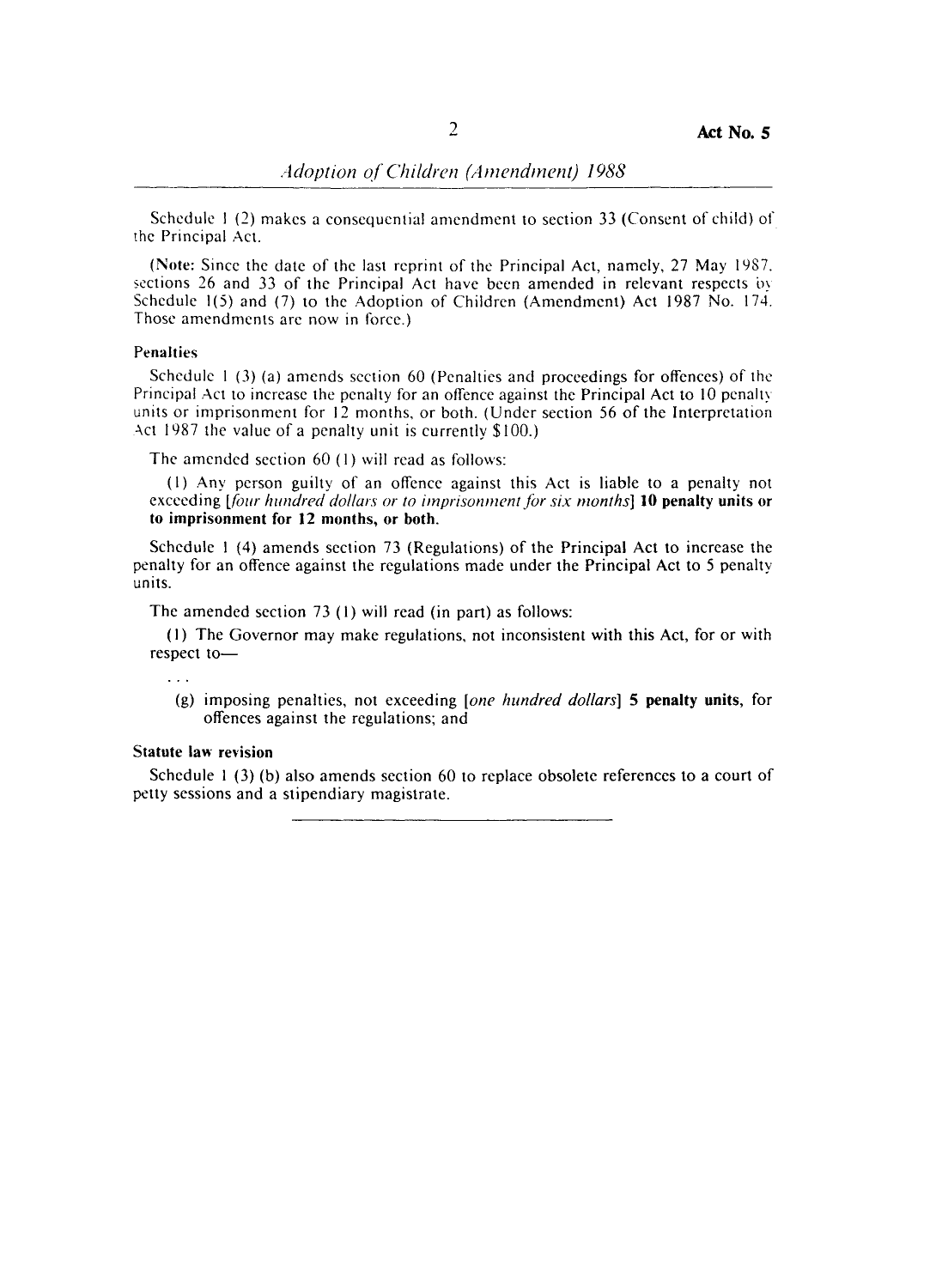Schedule 1 (2) makes a consequential amendment to section 33 (Consent of child) of the Principal Act.

(**Note:** Since the date of the last reprint of the Principal Act, namely, 27 May 1987, sections 26 and 33 of the Principal Act have been amended in relevant respects by Schedule 1(5) and (7) to the Adoption of Children (Amendment) Act 1987 No. 174. Those amendments are now in force.)

#### Penalties

Schedule 1 (3) (a) amends section 60 (Penalties and proceedings for offences) of the Principal Act to increase the penalty for an offence against the Principal Act to 10 penalty units or imprisonment for 12 months, or both. (Under section 56 of the Interpretation Act 1987 the value of a penalty unit is currently $100.)

The amended section 60 (1) will read as follows:

(1) Any person guilty of an offence against this Act is liable to a penalty not exceeding [*four hundred dollars or to imprisonment for six months*] **10 penalty units or to imprisonment for 12 months, or both.**

Schedule 1 (4) amends section 73 (Regulations) of the Principal Act to increase the penalty for an offence against the regulations made under the Principal Act to 5 penalty units.

The amended section 73 (1) will read (in part) as follows:

(1) The Governor may make regulations, not inconsistent with this Act, for or with respect to—

...

(g) imposing penalties, not exceeding [*one hundred dollars*] **5 penalty units**, for offences against the regulations; and

#### Statute law revision

Schedule 1 (3) (b) also amends section 60 to replace obsolete references to a court of petty sessions and a stipendiary magistrate.